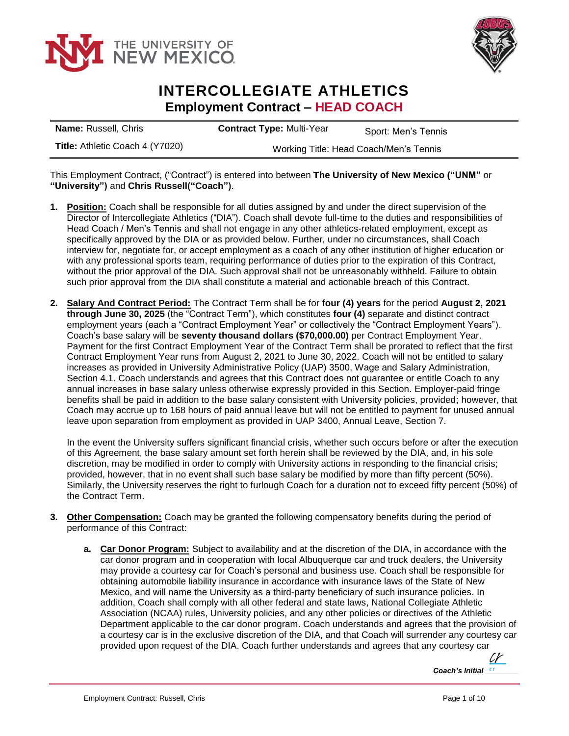# INTERCOLLEGIATE ATHLETICS

## Employment Contract – HEAD COACH

| **Name:** Russell, Chris | **Contract Type:** Multi-Year | Sport: Men's Tennis |
|---|---|---|
| **Title:** Athletic Coach 4 (Y7020) | Working Title: Head Coach/Men's Tennis | |

This Employment Contract, ("Contract") is entered into between **The University of New Mexico ("UNM"** or **"University")** and **Chris Russell("Coach")**.

1. **Position:** Coach shall be responsible for all duties assigned by and under the direct supervision of the Director of Intercollegiate Athletics ("DIA"). Coach shall devote full-time to the duties and responsibilities of Head Coach / Men's Tennis and shall not engage in any other athletics-related employment, except as specifically approved by the DIA or as provided below. Further, under no circumstances, shall Coach interview for, negotiate for, or accept employment as a coach of any other institution of higher education or with any professional sports team, requiring performance of duties prior to the expiration of this Contract, without the prior approval of the DIA. Such approval shall not be unreasonably withheld. Failure to obtain such prior approval from the DIA shall constitute a material and actionable breach of this Contract.

2. **Salary And Contract Period:** The Contract Term shall be for **four (4) years** for the period **August 2, 2021 through June 30, 2025** (the "Contract Term"), which constitutes **four (4)** separate and distinct contract employment years (each a "Contract Employment Year" or collectively the "Contract Employment Years"). Coach's base salary will be **seventy thousand dollars ($70,000.00)** per Contract Employment Year. Payment for the first Contract Employment Year of the Contract Term shall be prorated to reflect that the first Contract Employment Year runs from August 2, 2021 to June 30, 2022. Coach will not be entitled to salary increases as provided in University Administrative Policy (UAP) 3500, Wage and Salary Administration, Section 4.1. Coach understands and agrees that this Contract does not guarantee or entitle Coach to any annual increases in base salary unless otherwise expressly provided in this Section. Employer-paid fringe benefits shall be paid in addition to the base salary consistent with University policies, provided; however, that Coach may accrue up to 168 hours of paid annual leave but will not be entitled to payment for unused annual leave upon separation from employment as provided in UAP 3400, Annual Leave, Section 7.

   In the event the University suffers significant financial crisis, whether such occurs before or after the execution of this Agreement, the base salary amount set forth herein shall be reviewed by the DIA, and, in his sole discretion, may be modified in order to comply with University actions in responding to the financial crisis; provided, however, that in no event shall such base salary be modified by more than fifty percent (50%). Similarly, the University reserves the right to furlough Coach for a duration not to exceed fifty percent (50%) of the Contract Term.

3. **Other Compensation:** Coach may be granted the following compensatory benefits during the period of performance of this Contract:

   a. **Car Donor Program:** Subject to availability and at the discretion of the DIA, in accordance with the car donor program and in cooperation with local Albuquerque car and truck dealers, the University may provide a courtesy car for Coach's personal and business use. Coach shall be responsible for obtaining automobile liability insurance in accordance with insurance laws of the State of New Mexico, and will name the University as a third-party beneficiary of such insurance policies. In addition, Coach shall comply with all other federal and state laws, National Collegiate Athletic Association (NCAA) rules, University policies, and any other policies or directives of the Athletic Department applicable to the car donor program. Coach understands and agrees that the provision of a courtesy car is in the exclusive discretion of the DIA, and that Coach will surrender any courtesy car provided upon request of the DIA. Coach further understands and agrees that any courtesy car

*Coach's Initial* cr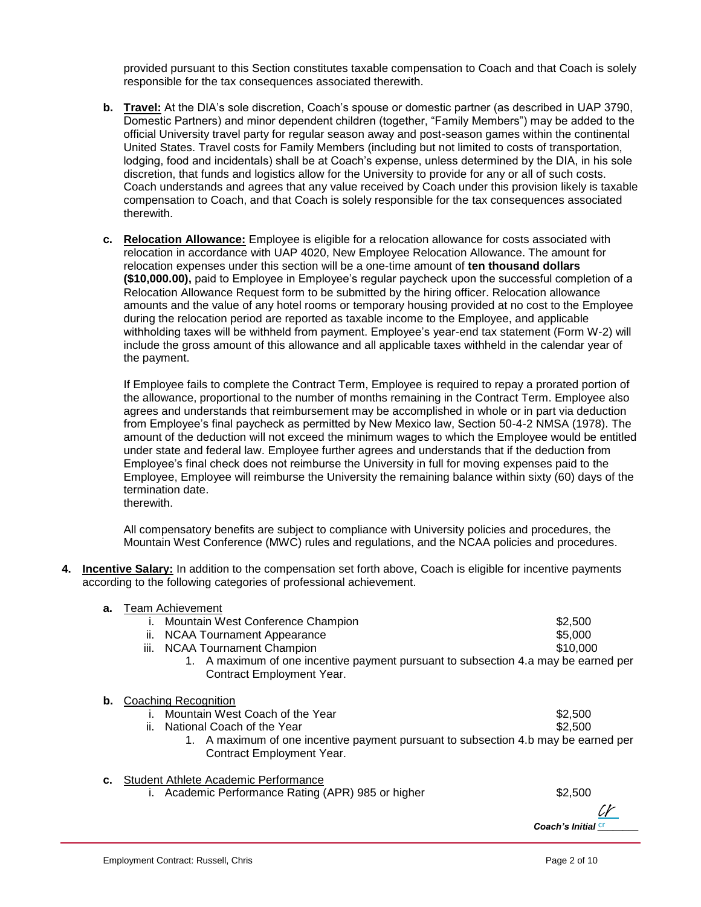provided pursuant to this Section constitutes taxable compensation to Coach and that Coach is solely responsible for the tax consequences associated therewith.

b. **Travel:** At the DIA's sole discretion, Coach's spouse or domestic partner (as described in UAP 3790, Domestic Partners) and minor dependent children (together, "Family Members") may be added to the official University travel party for regular season away and post-season games within the continental United States. Travel costs for Family Members (including but not limited to costs of transportation, lodging, food and incidentals) shall be at Coach's expense, unless determined by the DIA, in his sole discretion, that funds and logistics allow for the University to provide for any or all of such costs. Coach understands and agrees that any value received by Coach under this provision likely is taxable compensation to Coach, and that Coach is solely responsible for the tax consequences associated therewith.

c. **Relocation Allowance:** Employee is eligible for a relocation allowance for costs associated with relocation in accordance with UAP 4020, New Employee Relocation Allowance. The amount for relocation expenses under this section will be a one-time amount of **ten thousand dollars ($10,000.00),** paid to Employee in Employee's regular paycheck upon the successful completion of a Relocation Allowance Request form to be submitted by the hiring officer. Relocation allowance amounts and the value of any hotel rooms or temporary housing provided at no cost to the Employee during the relocation period are reported as taxable income to the Employee, and applicable withholding taxes will be withheld from payment. Employee's year-end tax statement (Form W-2) will include the gross amount of this allowance and all applicable taxes withheld in the calendar year of the payment.

If Employee fails to complete the Contract Term, Employee is required to repay a prorated portion of the allowance, proportional to the number of months remaining in the Contract Term. Employee also agrees and understands that reimbursement may be accomplished in whole or in part via deduction from Employee's final paycheck as permitted by New Mexico law, Section 50-4-2 NMSA (1978). The amount of the deduction will not exceed the minimum wages to which the Employee would be entitled under state and federal law. Employee further agrees and understands that if the deduction from Employee's final check does not reimburse the University in full for moving expenses paid to the Employee, Employee will reimburse the University the remaining balance within sixty (60) days of the termination date.
therewith.

All compensatory benefits are subject to compliance with University policies and procedures, the Mountain West Conference (MWC) rules and regulations, and the NCAA policies and procedures.

4. **Incentive Salary:** In addition to the compensation set forth above, Coach is eligible for incentive payments according to the following categories of professional achievement.

   a. Team Achievement
      - i. Mountain West Conference Champion — $2,500
      - ii. NCAA Tournament Appearance — $5,000
      - iii. NCAA Tournament Champion — $10,000
        1. A maximum of one incentive payment pursuant to subsection 4.a may be earned per Contract Employment Year.

   b. Coaching Recognition
      - i. Mountain West Coach of the Year — $2,500
      - ii. National Coach of the Year — $2,500
        1. A maximum of one incentive payment pursuant to subsection 4.b may be earned per Contract Employment Year.

   c. Student Athlete Academic Performance
      - i. Academic Performance Rating (APR) 985 or higher — $2,500

*Coach's Initial* cr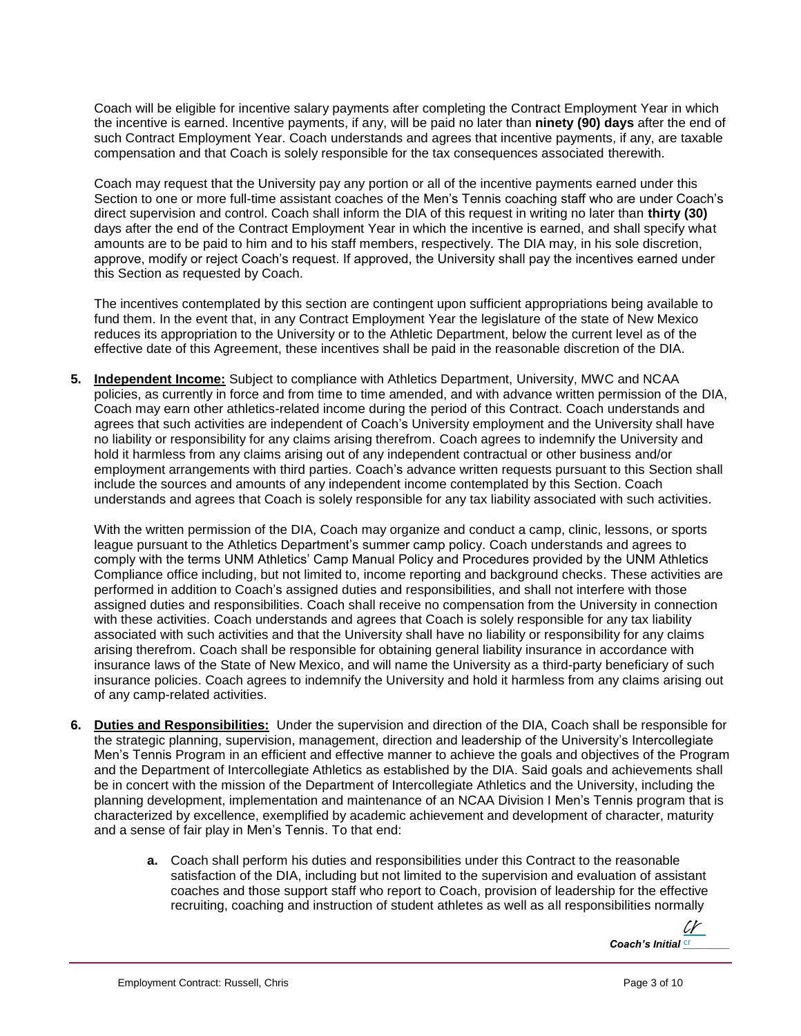Coach will be eligible for incentive salary payments after completing the Contract Employment Year in which the incentive is earned. Incentive payments, if any, will be paid no later than **ninety (90) days** after the end of such Contract Employment Year. Coach understands and agrees that incentive payments, if any, are taxable compensation and that Coach is solely responsible for the tax consequences associated therewith.

Coach may request that the University pay any portion or all of the incentive payments earned under this Section to one or more full-time assistant coaches of the Men's Tennis coaching staff who are under Coach's direct supervision and control. Coach shall inform the DIA of this request in writing no later than **thirty (30)** days after the end of the Contract Employment Year in which the incentive is earned, and shall specify what amounts are to be paid to him and to his staff members, respectively. The DIA may, in his sole discretion, approve, modify or reject Coach's request. If approved, the University shall pay the incentives earned under this Section as requested by Coach.

The incentives contemplated by this section are contingent upon sufficient appropriations being available to fund them. In the event that, in any Contract Employment Year the legislature of the state of New Mexico reduces its appropriation to the University or to the Athletic Department, below the current level as of the effective date of this Agreement, these incentives shall be paid in the reasonable discretion of the DIA.

5. **Independent Income:** Subject to compliance with Athletics Department, University, MWC and NCAA policies, as currently in force and from time to time amended, and with advance written permission of the DIA, Coach may earn other athletics-related income during the period of this Contract. Coach understands and agrees that such activities are independent of Coach's University employment and the University shall have no liability or responsibility for any claims arising therefrom. Coach agrees to indemnify the University and hold it harmless from any claims arising out of any independent contractual or other business and/or employment arrangements with third parties. Coach's advance written requests pursuant to this Section shall include the sources and amounts of any independent income contemplated by this Section. Coach understands and agrees that Coach is solely responsible for any tax liability associated with such activities.

   With the written permission of the DIA, Coach may organize and conduct a camp, clinic, lessons, or sports league pursuant to the Athletics Department's summer camp policy. Coach understands and agrees to comply with the terms UNM Athletics' Camp Manual Policy and Procedures provided by the UNM Athletics Compliance office including, but not limited to, income reporting and background checks. These activities are performed in addition to Coach's assigned duties and responsibilities, and shall not interfere with those assigned duties and responsibilities. Coach shall receive no compensation from the University in connection with these activities. Coach understands and agrees that Coach is solely responsible for any tax liability associated with such activities and that the University shall have no liability or responsibility for any claims arising therefrom. Coach shall be responsible for obtaining general liability insurance in accordance with insurance laws of the State of New Mexico, and will name the University as a third-party beneficiary of such insurance policies. Coach agrees to indemnify the University and hold it harmless from any claims arising out of any camp-related activities.

6. **Duties and Responsibilities:** Under the supervision and direction of the DIA, Coach shall be responsible for the strategic planning, supervision, management, direction and leadership of the University's Intercollegiate Men's Tennis Program in an efficient and effective manner to achieve the goals and objectives of the Program and the Department of Intercollegiate Athletics as established by the DIA. Said goals and achievements shall be in concert with the mission of the Department of Intercollegiate Athletics and the University, including the planning development, implementation and maintenance of an NCAA Division I Men's Tennis program that is characterized by excellence, exemplified by academic achievement and development of character, maturity and a sense of fair play in Men's Tennis. To that end:

   a. Coach shall perform his duties and responsibilities under this Contract to the reasonable satisfaction of the DIA, including but not limited to the supervision and evaluation of assistant coaches and those support staff who report to Coach, provision of leadership for the effective recruiting, coaching and instruction of student athletes as well as all responsibilities normally

*Coach's Initial* cr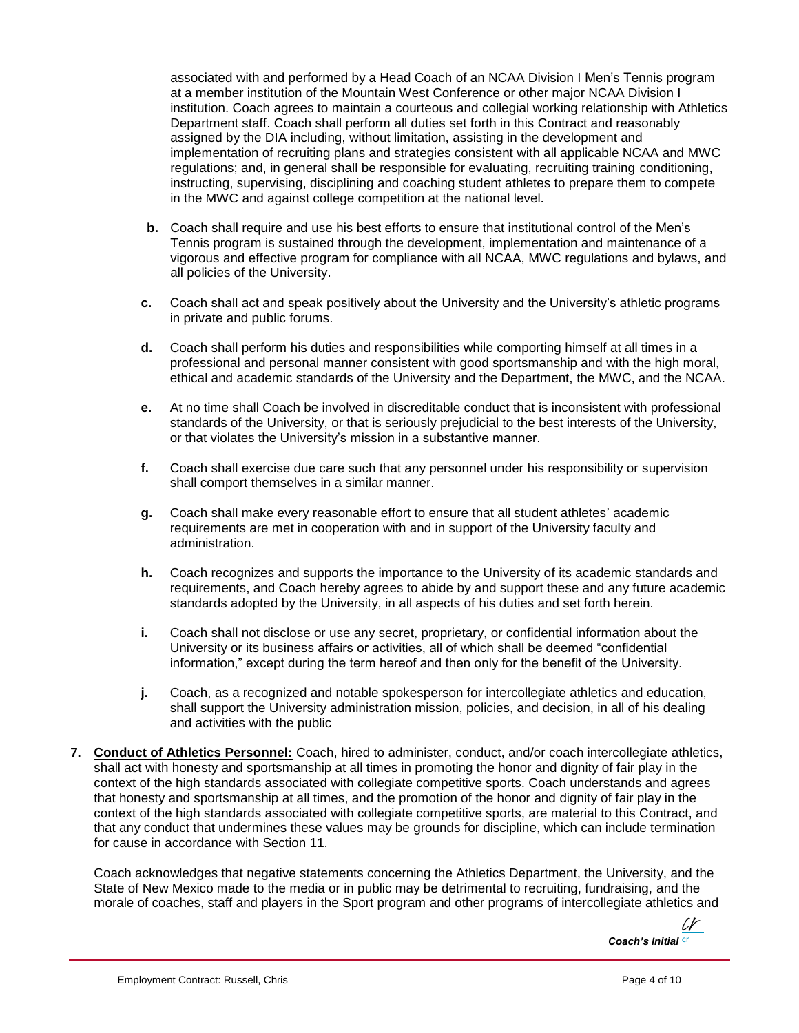associated with and performed by a Head Coach of an NCAA Division I Men's Tennis program at a member institution of the Mountain West Conference or other major NCAA Division I institution. Coach agrees to maintain a courteous and collegial working relationship with Athletics Department staff. Coach shall perform all duties set forth in this Contract and reasonably assigned by the DIA including, without limitation, assisting in the development and implementation of recruiting plans and strategies consistent with all applicable NCAA and MWC regulations; and, in general shall be responsible for evaluating, recruiting training conditioning, instructing, supervising, disciplining and coaching student athletes to prepare them to compete in the MWC and against college competition at the national level.

**b.** Coach shall require and use his best efforts to ensure that institutional control of the Men's Tennis program is sustained through the development, implementation and maintenance of a vigorous and effective program for compliance with all NCAA, MWC regulations and bylaws, and all policies of the University.

**c.** Coach shall act and speak positively about the University and the University's athletic programs in private and public forums.

**d.** Coach shall perform his duties and responsibilities while comporting himself at all times in a professional and personal manner consistent with good sportsmanship and with the high moral, ethical and academic standards of the University and the Department, the MWC, and the NCAA.

**e.** At no time shall Coach be involved in discreditable conduct that is inconsistent with professional standards of the University, or that is seriously prejudicial to the best interests of the University, or that violates the University's mission in a substantive manner.

**f.** Coach shall exercise due care such that any personnel under his responsibility or supervision shall comport themselves in a similar manner.

**g.** Coach shall make every reasonable effort to ensure that all student athletes' academic requirements are met in cooperation with and in support of the University faculty and administration.

**h.** Coach recognizes and supports the importance to the University of its academic standards and requirements, and Coach hereby agrees to abide by and support these and any future academic standards adopted by the University, in all aspects of his duties and set forth herein.

**i.** Coach shall not disclose or use any secret, proprietary, or confidential information about the University or its business affairs or activities, all of which shall be deemed "confidential information," except during the term hereof and then only for the benefit of the University.

**j.** Coach, as a recognized and notable spokesperson for intercollegiate athletics and education, shall support the University administration mission, policies, and decision, in all of his dealing and activities with the public

**7. <u>Conduct of Athletics Personnel:</u>** Coach, hired to administer, conduct, and/or coach intercollegiate athletics, shall act with honesty and sportsmanship at all times in promoting the honor and dignity of fair play in the context of the high standards associated with collegiate competitive sports. Coach understands and agrees that honesty and sportsmanship at all times, and the promotion of the honor and dignity of fair play in the context of the high standards associated with collegiate competitive sports, are material to this Contract, and that any conduct that undermines these values may be grounds for discipline, which can include termination for cause in accordance with Section 11.

Coach acknowledges that negative statements concerning the Athletics Department, the University, and the State of New Mexico made to the media or in public may be detrimental to recruiting, fundraising, and the morale of coaches, staff and players in the Sport program and other programs of intercollegiate athletics and

*Coach's Initial* cr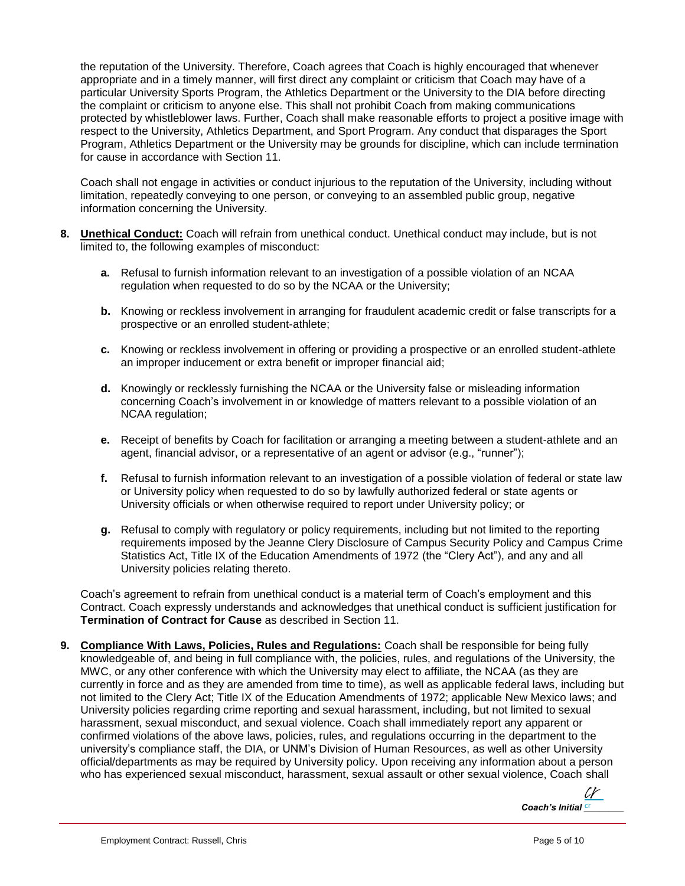the reputation of the University. Therefore, Coach agrees that Coach is highly encouraged that whenever appropriate and in a timely manner, will first direct any complaint or criticism that Coach may have of a particular University Sports Program, the Athletics Department or the University to the DIA before directing the complaint or criticism to anyone else. This shall not prohibit Coach from making communications protected by whistleblower laws. Further, Coach shall make reasonable efforts to project a positive image with respect to the University, Athletics Department, and Sport Program. Any conduct that disparages the Sport Program, Athletics Department or the University may be grounds for discipline, which can include termination for cause in accordance with Section 11.

Coach shall not engage in activities or conduct injurious to the reputation of the University, including without limitation, repeatedly conveying to one person, or conveying to an assembled public group, negative information concerning the University.

**8. Unethical Conduct:** Coach will refrain from unethical conduct. Unethical conduct may include, but is not limited to, the following examples of misconduct:

**a.** Refusal to furnish information relevant to an investigation of a possible violation of an NCAA regulation when requested to do so by the NCAA or the University;

**b.** Knowing or reckless involvement in arranging for fraudulent academic credit or false transcripts for a prospective or an enrolled student-athlete;

**c.** Knowing or reckless involvement in offering or providing a prospective or an enrolled student-athlete an improper inducement or extra benefit or improper financial aid;

**d.** Knowingly or recklessly furnishing the NCAA or the University false or misleading information concerning Coach's involvement in or knowledge of matters relevant to a possible violation of an NCAA regulation;

**e.** Receipt of benefits by Coach for facilitation or arranging a meeting between a student-athlete and an agent, financial advisor, or a representative of an agent or advisor (e.g., "runner");

**f.** Refusal to furnish information relevant to an investigation of a possible violation of federal or state law or University policy when requested to do so by lawfully authorized federal or state agents or University officials or when otherwise required to report under University policy; or

**g.** Refusal to comply with regulatory or policy requirements, including but not limited to the reporting requirements imposed by the Jeanne Clery Disclosure of Campus Security Policy and Campus Crime Statistics Act, Title IX of the Education Amendments of 1972 (the "Clery Act"), and any and all University policies relating thereto.

Coach's agreement to refrain from unethical conduct is a material term of Coach's employment and this Contract. Coach expressly understands and acknowledges that unethical conduct is sufficient justification for **Termination of Contract for Cause** as described in Section 11.

**9. Compliance With Laws, Policies, Rules and Regulations:** Coach shall be responsible for being fully knowledgeable of, and being in full compliance with, the policies, rules, and regulations of the University, the MWC, or any other conference with which the University may elect to affiliate, the NCAA (as they are currently in force and as they are amended from time to time), as well as applicable federal laws, including but not limited to the Clery Act; Title IX of the Education Amendments of 1972; applicable New Mexico laws; and University policies regarding crime reporting and sexual harassment, including, but not limited to sexual harassment, sexual misconduct, and sexual violence. Coach shall immediately report any apparent or confirmed violations of the above laws, policies, rules, and regulations occurring in the department to the university's compliance staff, the DIA, or UNM's Division of Human Resources, as well as other University official/departments as may be required by University policy. Upon receiving any information about a person who has experienced sexual misconduct, harassment, sexual assault or other sexual violence, Coach shall

***Coach's Initial*** cr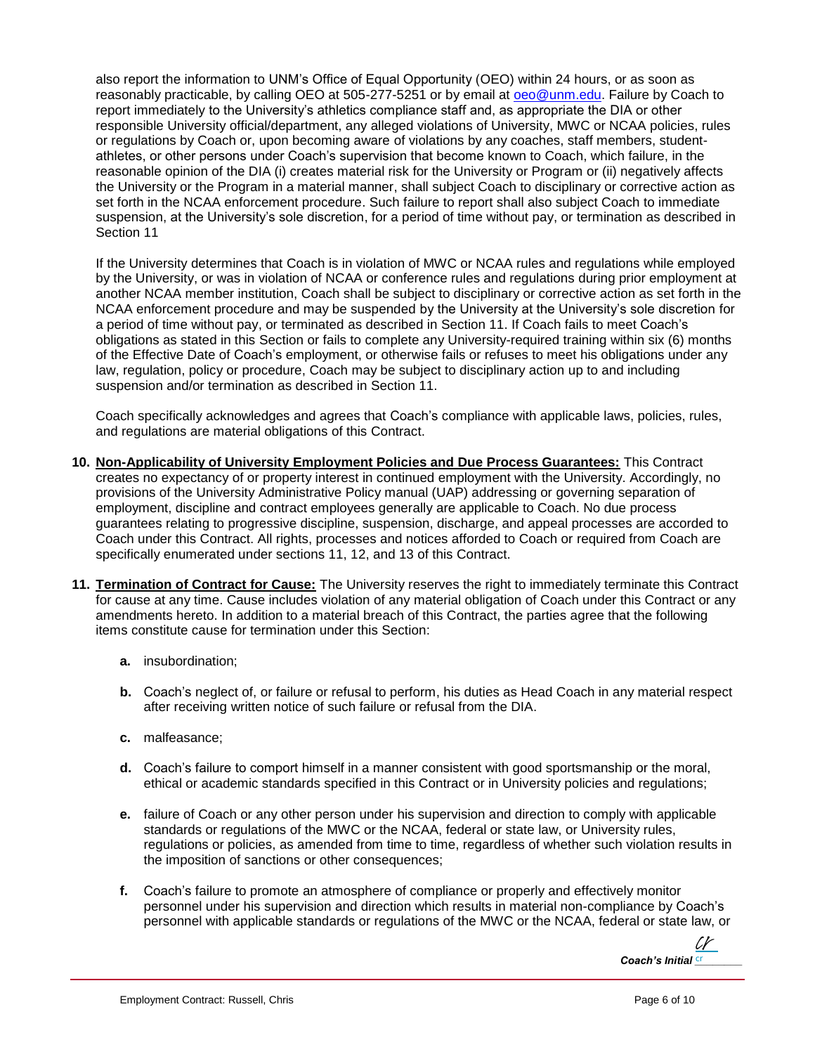also report the information to UNM's Office of Equal Opportunity (OEO) within 24 hours, or as soon as reasonably practicable, by calling OEO at 505-277-5251 or by email at oeo@unm.edu. Failure by Coach to report immediately to the University's athletics compliance staff and, as appropriate the DIA or other responsible University official/department, any alleged violations of University, MWC or NCAA policies, rules or regulations by Coach or, upon becoming aware of violations by any coaches, staff members, student-athletes, or other persons under Coach's supervision that become known to Coach, which failure, in the reasonable opinion of the DIA (i) creates material risk for the University or Program or (ii) negatively affects the University or the Program in a material manner, shall subject Coach to disciplinary or corrective action as set forth in the NCAA enforcement procedure. Such failure to report shall also subject Coach to immediate suspension, at the University's sole discretion, for a period of time without pay, or termination as described in Section 11

If the University determines that Coach is in violation of MWC or NCAA rules and regulations while employed by the University, or was in violation of NCAA or conference rules and regulations during prior employment at another NCAA member institution, Coach shall be subject to disciplinary or corrective action as set forth in the NCAA enforcement procedure and may be suspended by the University at the University's sole discretion for a period of time without pay, or terminated as described in Section 11. If Coach fails to meet Coach's obligations as stated in this Section or fails to complete any University-required training within six (6) months of the Effective Date of Coach's employment, or otherwise fails or refuses to meet his obligations under any law, regulation, policy or procedure, Coach may be subject to disciplinary action up to and including suspension and/or termination as described in Section 11.

Coach specifically acknowledges and agrees that Coach's compliance with applicable laws, policies, rules, and regulations are material obligations of this Contract.

**10. <u>Non-Applicability of University Employment Policies and Due Process Guarantees:</u>** This Contract creates no expectancy of or property interest in continued employment with the University. Accordingly, no provisions of the University Administrative Policy manual (UAP) addressing or governing separation of employment, discipline and contract employees generally are applicable to Coach. No due process guarantees relating to progressive discipline, suspension, discharge, and appeal processes are accorded to Coach under this Contract. All rights, processes and notices afforded to Coach or required from Coach are specifically enumerated under sections 11, 12, and 13 of this Contract.

**11. <u>Termination of Contract for Cause:</u>** The University reserves the right to immediately terminate this Contract for cause at any time. Cause includes violation of any material obligation of Coach under this Contract or any amendments hereto. In addition to a material breach of this Contract, the parties agree that the following items constitute cause for termination under this Section:

**a.** insubordination;

**b.** Coach's neglect of, or failure or refusal to perform, his duties as Head Coach in any material respect after receiving written notice of such failure or refusal from the DIA.

**c.** malfeasance;

**d.** Coach's failure to comport himself in a manner consistent with good sportsmanship or the moral, ethical or academic standards specified in this Contract or in University policies and regulations;

**e.** failure of Coach or any other person under his supervision and direction to comply with applicable standards or regulations of the MWC or the NCAA, federal or state law, or University rules, regulations or policies, as amended from time to time, regardless of whether such violation results in the imposition of sanctions or other consequences;

**f.** Coach's failure to promote an atmosphere of compliance or properly and effectively monitor personnel under his supervision and direction which results in material non-compliance by Coach's personnel with applicable standards or regulations of the MWC or the NCAA, federal or state law, or

*Coach's Initial* cr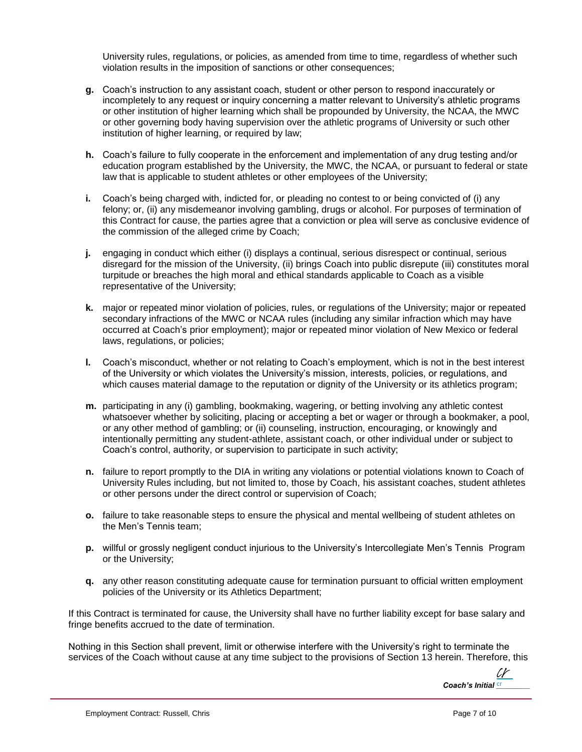University rules, regulations, or policies, as amended from time to time, regardless of whether such violation results in the imposition of sanctions or other consequences;

**g.** Coach's instruction to any assistant coach, student or other person to respond inaccurately or incompletely to any request or inquiry concerning a matter relevant to University's athletic programs or other institution of higher learning which shall be propounded by University, the NCAA, the MWC or other governing body having supervision over the athletic programs of University or such other institution of higher learning, or required by law;

**h.** Coach's failure to fully cooperate in the enforcement and implementation of any drug testing and/or education program established by the University, the MWC, the NCAA, or pursuant to federal or state law that is applicable to student athletes or other employees of the University;

**i.** Coach's being charged with, indicted for, or pleading no contest to or being convicted of (i) any felony; or, (ii) any misdemeanor involving gambling, drugs or alcohol. For purposes of termination of this Contract for cause, the parties agree that a conviction or plea will serve as conclusive evidence of the commission of the alleged crime by Coach;

**j.** engaging in conduct which either (i) displays a continual, serious disrespect or continual, serious disregard for the mission of the University, (ii) brings Coach into public disrepute (iii) constitutes moral turpitude or breaches the high moral and ethical standards applicable to Coach as a visible representative of the University;

**k.** major or repeated minor violation of policies, rules, or regulations of the University; major or repeated secondary infractions of the MWC or NCAA rules (including any similar infraction which may have occurred at Coach's prior employment); major or repeated minor violation of New Mexico or federal laws, regulations, or policies;

**l.** Coach's misconduct, whether or not relating to Coach's employment, which is not in the best interest of the University or which violates the University's mission, interests, policies, or regulations, and which causes material damage to the reputation or dignity of the University or its athletics program;

**m.** participating in any (i) gambling, bookmaking, wagering, or betting involving any athletic contest whatsoever whether by soliciting, placing or accepting a bet or wager or through a bookmaker, a pool, or any other method of gambling; or (ii) counseling, instruction, encouraging, or knowingly and intentionally permitting any student-athlete, assistant coach, or other individual under or subject to Coach's control, authority, or supervision to participate in such activity;

**n.** failure to report promptly to the DIA in writing any violations or potential violations known to Coach of University Rules including, but not limited to, those by Coach, his assistant coaches, student athletes or other persons under the direct control or supervision of Coach;

**o.** failure to take reasonable steps to ensure the physical and mental wellbeing of student athletes on the Men's Tennis team;

**p.** willful or grossly negligent conduct injurious to the University's Intercollegiate Men's Tennis Program or the University;

**q.** any other reason constituting adequate cause for termination pursuant to official written employment policies of the University or its Athletics Department;

If this Contract is terminated for cause, the University shall have no further liability except for base salary and fringe benefits accrued to the date of termination.

Nothing in this Section shall prevent, limit or otherwise interfere with the University's right to terminate the services of the Coach without cause at any time subject to the provisions of Section 13 herein. Therefore, this

***Coach's Initial*** cr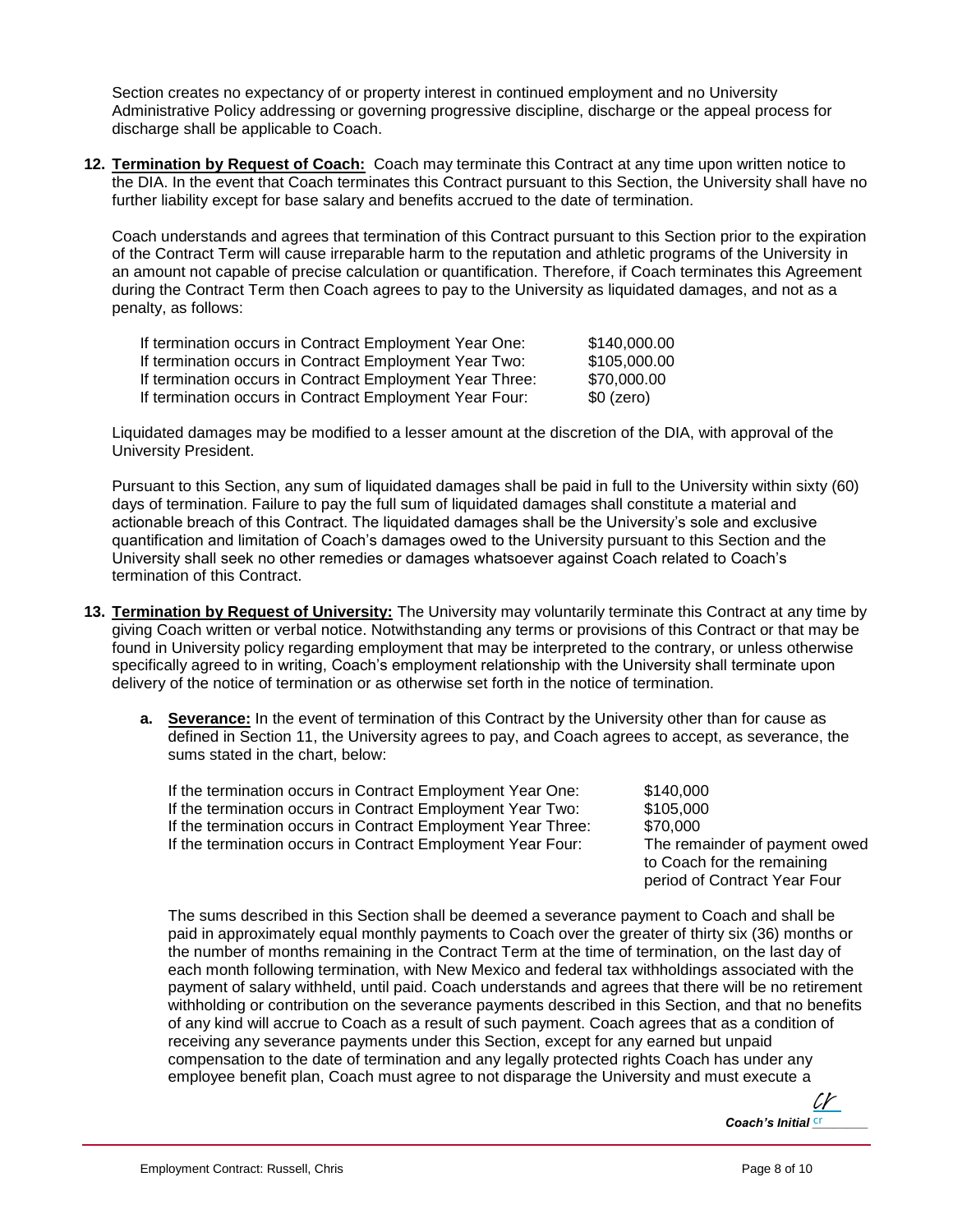Section creates no expectancy of or property interest in continued employment and no University Administrative Policy addressing or governing progressive discipline, discharge or the appeal process for discharge shall be applicable to Coach.

**12. Termination by Request of Coach:** Coach may terminate this Contract at any time upon written notice to the DIA. In the event that Coach terminates this Contract pursuant to this Section, the University shall have no further liability except for base salary and benefits accrued to the date of termination.

Coach understands and agrees that termination of this Contract pursuant to this Section prior to the expiration of the Contract Term will cause irreparable harm to the reputation and athletic programs of the University in an amount not capable of precise calculation or quantification. Therefore, if Coach terminates this Agreement during the Contract Term then Coach agrees to pay to the University as liquidated damages, and not as a penalty, as follows:

| | |
|---|---|
| If termination occurs in Contract Employment Year One: | $140,000.00 |
| If termination occurs in Contract Employment Year Two: | $105,000.00 |
| If termination occurs in Contract Employment Year Three: | $70,000.00 |
| If termination occurs in Contract Employment Year Four: | $0 (zero) |

Liquidated damages may be modified to a lesser amount at the discretion of the DIA, with approval of the University President.

Pursuant to this Section, any sum of liquidated damages shall be paid in full to the University within sixty (60) days of termination. Failure to pay the full sum of liquidated damages shall constitute a material and actionable breach of this Contract. The liquidated damages shall be the University's sole and exclusive quantification and limitation of Coach's damages owed to the University pursuant to this Section and the University shall seek no other remedies or damages whatsoever against Coach related to Coach's termination of this Contract.

**13. Termination by Request of University:** The University may voluntarily terminate this Contract at any time by giving Coach written or verbal notice. Notwithstanding any terms or provisions of this Contract or that may be found in University policy regarding employment that may be interpreted to the contrary, or unless otherwise specifically agreed to in writing, Coach's employment relationship with the University shall terminate upon delivery of the notice of termination or as otherwise set forth in the notice of termination.

**a. Severance:** In the event of termination of this Contract by the University other than for cause as defined in Section 11, the University agrees to pay, and Coach agrees to accept, as severance, the sums stated in the chart, below:

| | |
|---|---|
| If the termination occurs in Contract Employment Year One: | $140,000 |
| If the termination occurs in Contract Employment Year Two: | $105,000 |
| If the termination occurs in Contract Employment Year Three: | $70,000 |
| If the termination occurs in Contract Employment Year Four: | The remainder of payment owed to Coach for the remaining period of Contract Year Four |

The sums described in this Section shall be deemed a severance payment to Coach and shall be paid in approximately equal monthly payments to Coach over the greater of thirty six (36) months or the number of months remaining in the Contract Term at the time of termination, on the last day of each month following termination, with New Mexico and federal tax withholdings associated with the payment of salary withheld, until paid. Coach understands and agrees that there will be no retirement withholding or contribution on the severance payments described in this Section, and that no benefits of any kind will accrue to Coach as a result of such payment. Coach agrees that as a condition of receiving any severance payments under this Section, except for any earned but unpaid compensation to the date of termination and any legally protected rights Coach has under any employee benefit plan, Coach must agree to not disparage the University and must execute a

*Coach's Initial* cr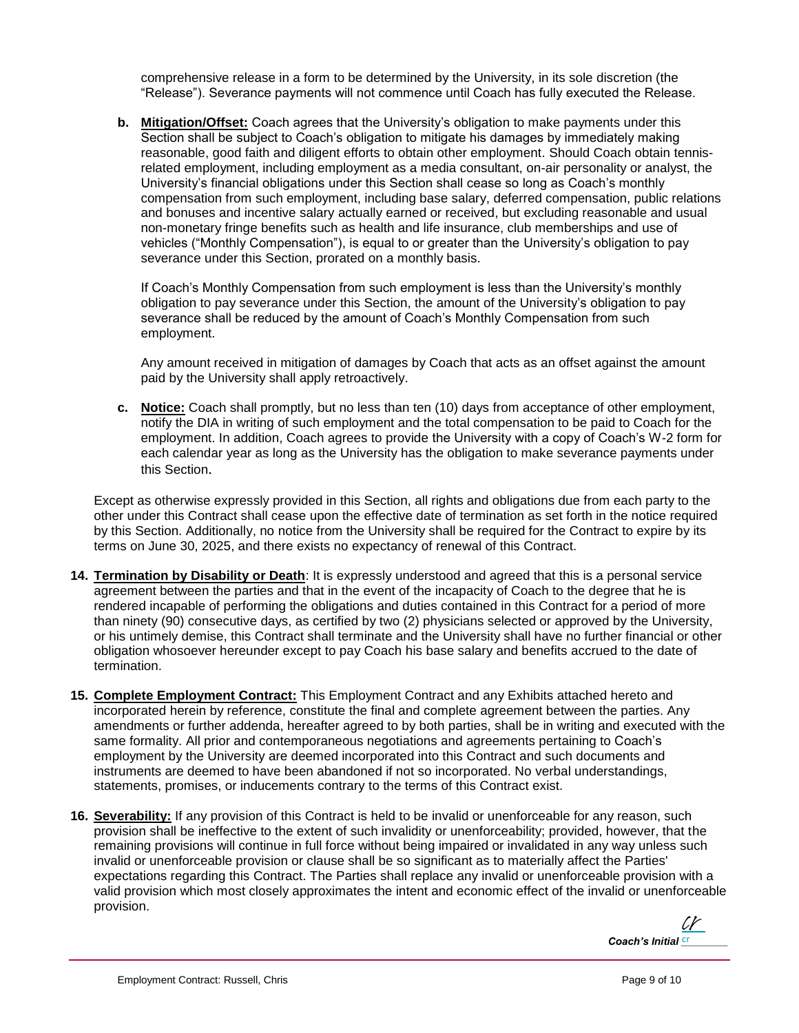comprehensive release in a form to be determined by the University, in its sole discretion (the "Release"). Severance payments will not commence until Coach has fully executed the Release.

**b. Mitigation/Offset:** Coach agrees that the University's obligation to make payments under this Section shall be subject to Coach's obligation to mitigate his damages by immediately making reasonable, good faith and diligent efforts to obtain other employment. Should Coach obtain tennis-related employment, including employment as a media consultant, on-air personality or analyst, the University's financial obligations under this Section shall cease so long as Coach's monthly compensation from such employment, including base salary, deferred compensation, public relations and bonuses and incentive salary actually earned or received, but excluding reasonable and usual non-monetary fringe benefits such as health and life insurance, club memberships and use of vehicles ("Monthly Compensation"), is equal to or greater than the University's obligation to pay severance under this Section, prorated on a monthly basis.

If Coach's Monthly Compensation from such employment is less than the University's monthly obligation to pay severance under this Section, the amount of the University's obligation to pay severance shall be reduced by the amount of Coach's Monthly Compensation from such employment.

Any amount received in mitigation of damages by Coach that acts as an offset against the amount paid by the University shall apply retroactively.

**c. Notice:** Coach shall promptly, but no less than ten (10) days from acceptance of other employment, notify the DIA in writing of such employment and the total compensation to be paid to Coach for the employment. In addition, Coach agrees to provide the University with a copy of Coach's W-2 form for each calendar year as long as the University has the obligation to make severance payments under this Section.

Except as otherwise expressly provided in this Section, all rights and obligations due from each party to the other under this Contract shall cease upon the effective date of termination as set forth in the notice required by this Section. Additionally, no notice from the University shall be required for the Contract to expire by its terms on June 30, 2025, and there exists no expectancy of renewal of this Contract.

**14. Termination by Disability or Death**: It is expressly understood and agreed that this is a personal service agreement between the parties and that in the event of the incapacity of Coach to the degree that he is rendered incapable of performing the obligations and duties contained in this Contract for a period of more than ninety (90) consecutive days, as certified by two (2) physicians selected or approved by the University, or his untimely demise, this Contract shall terminate and the University shall have no further financial or other obligation whosoever hereunder except to pay Coach his base salary and benefits accrued to the date of termination.

**15. Complete Employment Contract:** This Employment Contract and any Exhibits attached hereto and incorporated herein by reference, constitute the final and complete agreement between the parties. Any amendments or further addenda, hereafter agreed to by both parties, shall be in writing and executed with the same formality. All prior and contemporaneous negotiations and agreements pertaining to Coach's employment by the University are deemed incorporated into this Contract and such documents and instruments are deemed to have been abandoned if not so incorporated. No verbal understandings, statements, promises, or inducements contrary to the terms of this Contract exist.

**16. Severability:** If any provision of this Contract is held to be invalid or unenforceable for any reason, such provision shall be ineffective to the extent of such invalidity or unenforceability; provided, however, that the remaining provisions will continue in full force without being impaired or invalidated in any way unless such invalid or unenforceable provision or clause shall be so significant as to materially affect the Parties' expectations regarding this Contract. The Parties shall replace any invalid or unenforceable provision with a valid provision which most closely approximates the intent and economic effect of the invalid or unenforceable provision.

***Coach's Initial*** cr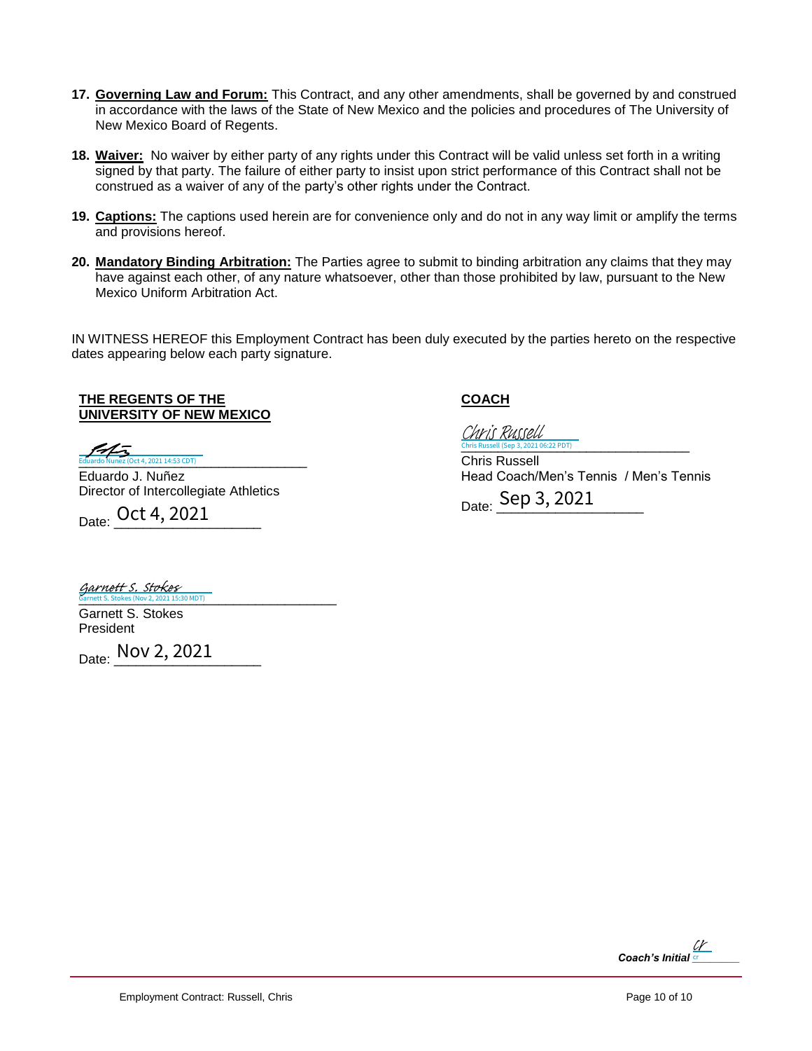17. **Governing Law and Forum:** This Contract, and any other amendments, shall be governed by and construed in accordance with the laws of the State of New Mexico and the policies and procedures of The University of New Mexico Board of Regents.

18. **Waiver:** No waiver by either party of any rights under this Contract will be valid unless set forth in a writing signed by that party. The failure of either party to insist upon strict performance of this Contract shall not be construed as a waiver of any of the party's other rights under the Contract.

19. **Captions:** The captions used herein are for convenience only and do not in any way limit or amplify the terms and provisions hereof.

20. **Mandatory Binding Arbitration:** The Parties agree to submit to binding arbitration any claims that they may have against each other, of any nature whatsoever, other than those prohibited by law, pursuant to the New Mexico Uniform Arbitration Act.

IN WITNESS HEREOF this Employment Contract has been duly executed by the parties hereto on the respective dates appearing below each party signature.

**THE REGENTS OF THE UNIVERSITY OF NEW MEXICO**

Eduardo Nunez (Oct 4, 2021 14:53 CDT)
Eduardo J. Nuñez
Director of Intercollegiate Athletics
Date: Oct 4, 2021

Garnett S. Stokes
Garnett S. Stokes (Nov 2, 2021 15:30 MDT)
Garnett S. Stokes
President
Date: Nov 2, 2021

**COACH**

Chris Russell
Chris Russell (Sep 3, 2021 06:22 PDT)
Chris Russell
Head Coach/Men's Tennis / Men's Tennis
Date: Sep 3, 2021

*Coach's Initial* cr